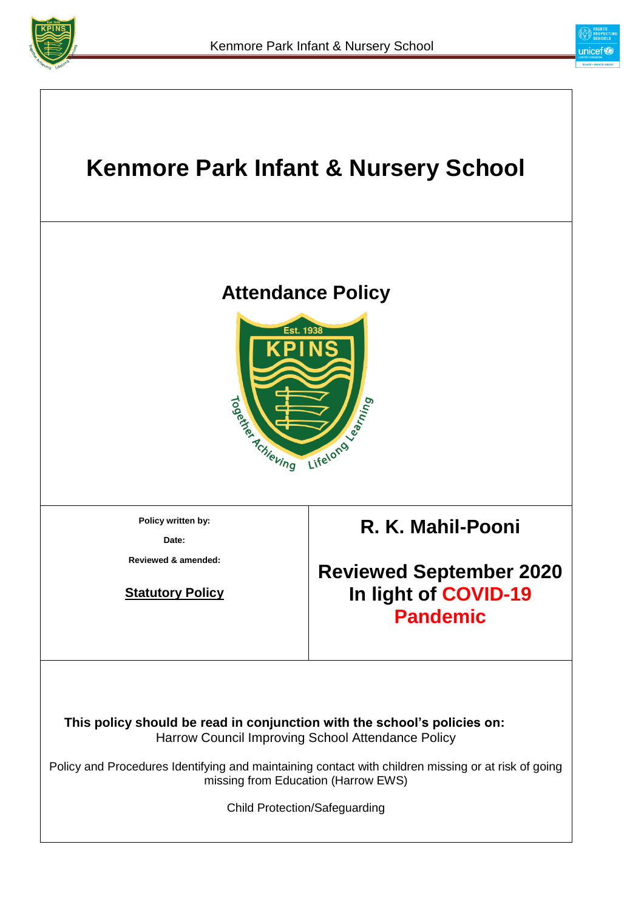# Kenmore Park Infant & Nursery School

## Attendance Policy

| Policy written by: | R. K. Mahil-Pooni |
| --- | --- |
| Date: | |
| Reviewed & amended: | Reviewed September 2020 In light of COVID-19 Pandemic |
| **Statutory Policy** | |

**This policy should be read in conjunction with the school's policies on:**

Harrow Council Improving School Attendance Policy

Policy and Procedures Identifying and maintaining contact with children missing or at risk of going missing from Education (Harrow EWS)

Child Protection/Safeguarding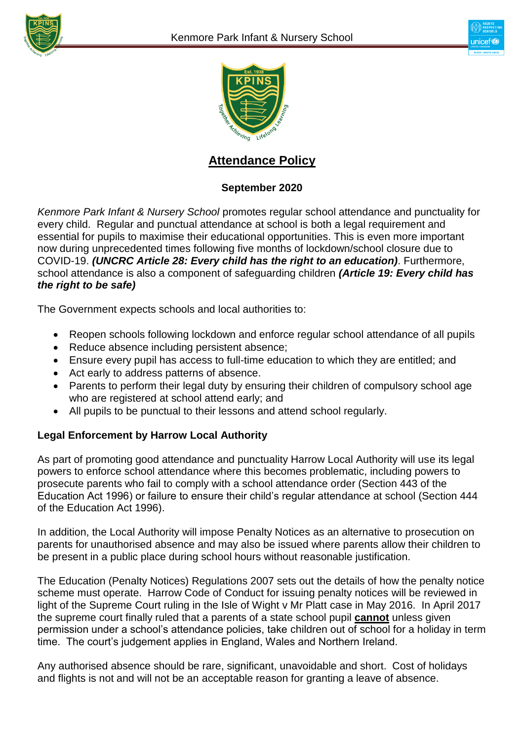# Attendance Policy

**September 2020**

*Kenmore Park Infant & Nursery School* promotes regular school attendance and punctuality for every child. Regular and punctual attendance at school is both a legal requirement and essential for pupils to maximise their educational opportunities. This is even more important now during unprecedented times following five months of lockdown/school closure due to COVID-19. ***(UNCRC Article 28: Every child has the right to an education)***. Furthermore, school attendance is also a component of safeguarding children ***(Article 19: Every child has the right to be safe)***

The Government expects schools and local authorities to:

- Reopen schools following lockdown and enforce regular school attendance of all pupils
- Reduce absence including persistent absence;
- Ensure every pupil has access to full-time education to which they are entitled; and
- Act early to address patterns of absence.
- Parents to perform their legal duty by ensuring their children of compulsory school age who are registered at school attend early; and
- All pupils to be punctual to their lessons and attend school regularly.

**Legal Enforcement by Harrow Local Authority**

As part of promoting good attendance and punctuality Harrow Local Authority will use its legal powers to enforce school attendance where this becomes problematic, including powers to prosecute parents who fail to comply with a school attendance order (Section 443 of the Education Act 1996) or failure to ensure their child's regular attendance at school (Section 444 of the Education Act 1996).

In addition, the Local Authority will impose Penalty Notices as an alternative to prosecution on parents for unauthorised absence and may also be issued where parents allow their children to be present in a public place during school hours without reasonable justification.

The Education (Penalty Notices) Regulations 2007 sets out the details of how the penalty notice scheme must operate. Harrow Code of Conduct for issuing penalty notices will be reviewed in light of the Supreme Court ruling in the Isle of Wight v Mr Platt case in May 2016. In April 2017 the supreme court finally ruled that a parents of a state school pupil **cannot** unless given permission under a school's attendance policies, take children out of school for a holiday in term time. The court's judgement applies in England, Wales and Northern Ireland.

Any authorised absence should be rare, significant, unavoidable and short. Cost of holidays and flights is not and will not be an acceptable reason for granting a leave of absence.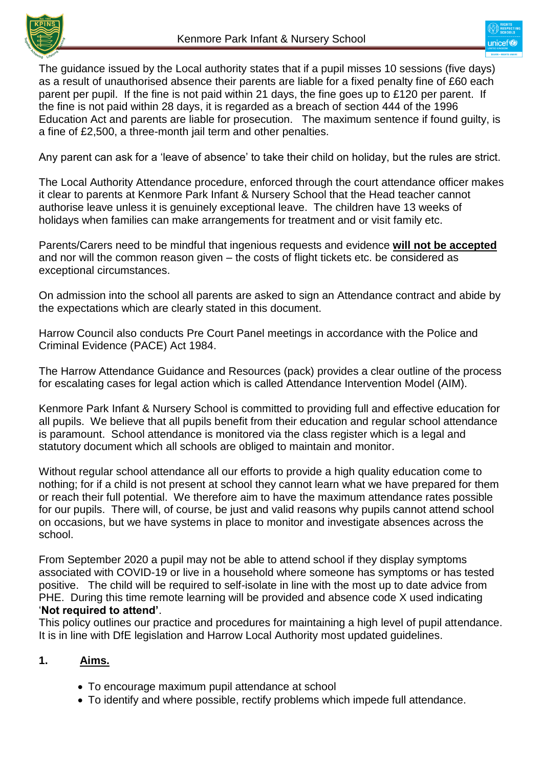The guidance issued by the Local authority states that if a pupil misses 10 sessions (five days) as a result of unauthorised absence their parents are liable for a fixed penalty fine of £60 each parent per pupil. If the fine is not paid within 21 days, the fine goes up to £120 per parent. If the fine is not paid within 28 days, it is regarded as a breach of section 444 of the 1996 Education Act and parents are liable for prosecution. The maximum sentence if found guilty, is a fine of £2,500, a three-month jail term and other penalties.

Any parent can ask for a 'leave of absence' to take their child on holiday, but the rules are strict.

The Local Authority Attendance procedure, enforced through the court attendance officer makes it clear to parents at Kenmore Park Infant & Nursery School that the Head teacher cannot authorise leave unless it is genuinely exceptional leave. The children have 13 weeks of holidays when families can make arrangements for treatment and or visit family etc.

Parents/Carers need to be mindful that ingenious requests and evidence **will not be accepted** and nor will the common reason given – the costs of flight tickets etc. be considered as exceptional circumstances.

On admission into the school all parents are asked to sign an Attendance contract and abide by the expectations which are clearly stated in this document.

Harrow Council also conducts Pre Court Panel meetings in accordance with the Police and Criminal Evidence (PACE) Act 1984.

The Harrow Attendance Guidance and Resources (pack) provides a clear outline of the process for escalating cases for legal action which is called Attendance Intervention Model (AIM).

Kenmore Park Infant & Nursery School is committed to providing full and effective education for all pupils. We believe that all pupils benefit from their education and regular school attendance is paramount. School attendance is monitored via the class register which is a legal and statutory document which all schools are obliged to maintain and monitor.

Without regular school attendance all our efforts to provide a high quality education come to nothing; for if a child is not present at school they cannot learn what we have prepared for them or reach their full potential. We therefore aim to have the maximum attendance rates possible for our pupils. There will, of course, be just and valid reasons why pupils cannot attend school on occasions, but we have systems in place to monitor and investigate absences across the school.

From September 2020 a pupil may not be able to attend school if they display symptoms associated with COVID-19 or live in a household where someone has symptoms or has tested positive. The child will be required to self-isolate in line with the most up to date advice from PHE. During this time remote learning will be provided and absence code X used indicating '**Not required to attend'**.

This policy outlines our practice and procedures for maintaining a high level of pupil attendance. It is in line with DfE legislation and Harrow Local Authority most updated guidelines.

## 1. Aims.

- To encourage maximum pupil attendance at school
- To identify and where possible, rectify problems which impede full attendance.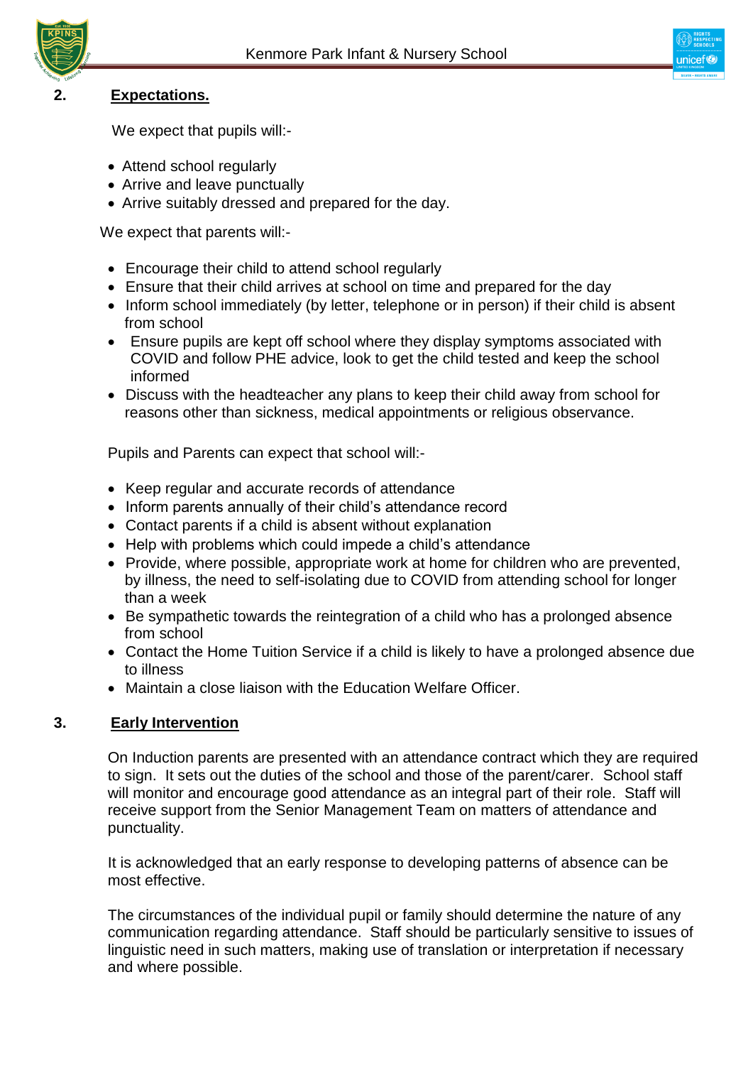## 2. Expectations.

We expect that pupils will:-

- Attend school regularly
- Arrive and leave punctually
- Arrive suitably dressed and prepared for the day.

We expect that parents will:-

- Encourage their child to attend school regularly
- Ensure that their child arrives at school on time and prepared for the day
- Inform school immediately (by letter, telephone or in person) if their child is absent from school
- Ensure pupils are kept off school where they display symptoms associated with COVID and follow PHE advice, look to get the child tested and keep the school informed
- Discuss with the headteacher any plans to keep their child away from school for reasons other than sickness, medical appointments or religious observance.

Pupils and Parents can expect that school will:-

- Keep regular and accurate records of attendance
- Inform parents annually of their child's attendance record
- Contact parents if a child is absent without explanation
- Help with problems which could impede a child's attendance
- Provide, where possible, appropriate work at home for children who are prevented, by illness, the need to self-isolating due to COVID from attending school for longer than a week
- Be sympathetic towards the reintegration of a child who has a prolonged absence from school
- Contact the Home Tuition Service if a child is likely to have a prolonged absence due to illness
- Maintain a close liaison with the Education Welfare Officer.

## 3. Early Intervention

On Induction parents are presented with an attendance contract which they are required to sign. It sets out the duties of the school and those of the parent/carer. School staff will monitor and encourage good attendance as an integral part of their role. Staff will receive support from the Senior Management Team on matters of attendance and punctuality.

It is acknowledged that an early response to developing patterns of absence can be most effective.

The circumstances of the individual pupil or family should determine the nature of any communication regarding attendance. Staff should be particularly sensitive to issues of linguistic need in such matters, making use of translation or interpretation if necessary and where possible.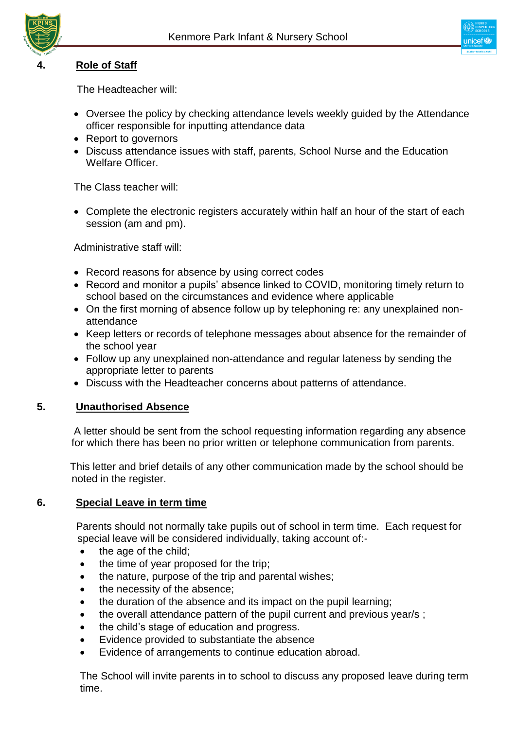## 4. Role of Staff

The Headteacher will:

- Oversee the policy by checking attendance levels weekly guided by the Attendance officer responsible for inputting attendance data
- Report to governors
- Discuss attendance issues with staff, parents, School Nurse and the Education Welfare Officer.

The Class teacher will:

- Complete the electronic registers accurately within half an hour of the start of each session (am and pm).

Administrative staff will:

- Record reasons for absence by using correct codes
- Record and monitor a pupils' absence linked to COVID, monitoring timely return to school based on the circumstances and evidence where applicable
- On the first morning of absence follow up by telephoning re: any unexplained non-attendance
- Keep letters or records of telephone messages about absence for the remainder of the school year
- Follow up any unexplained non-attendance and regular lateness by sending the appropriate letter to parents
- Discuss with the Headteacher concerns about patterns of attendance.

## 5. Unauthorised Absence

A letter should be sent from the school requesting information regarding any absence for which there has been no prior written or telephone communication from parents.

This letter and brief details of any other communication made by the school should be noted in the register.

## 6. Special Leave in term time

Parents should not normally take pupils out of school in term time. Each request for special leave will be considered individually, taking account of:-

- the age of the child;
- the time of year proposed for the trip;
- the nature, purpose of the trip and parental wishes;
- the necessity of the absence;
- the duration of the absence and its impact on the pupil learning;
- the overall attendance pattern of the pupil current and previous year/s ;
- the child's stage of education and progress.
- Evidence provided to substantiate the absence
- Evidence of arrangements to continue education abroad.

The School will invite parents in to school to discuss any proposed leave during term time.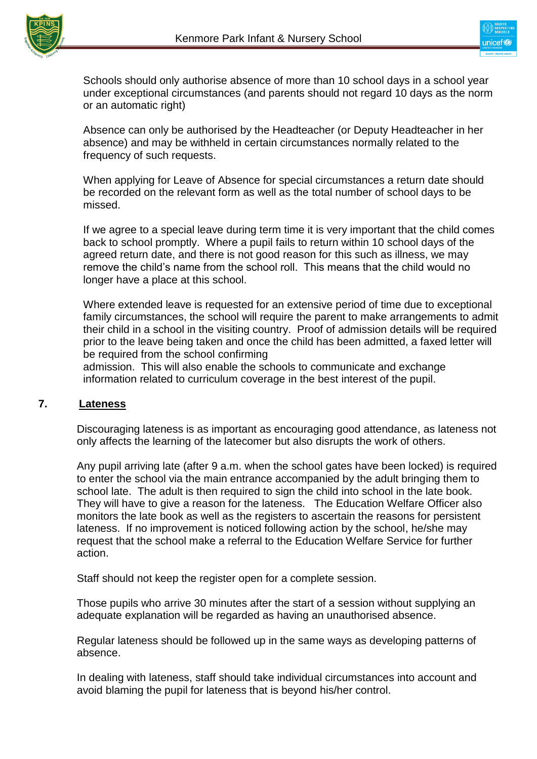Schools should only authorise absence of more than 10 school days in a school year under exceptional circumstances (and parents should not regard 10 days as the norm or an automatic right)

Absence can only be authorised by the Headteacher (or Deputy Headteacher in her absence) and may be withheld in certain circumstances normally related to the frequency of such requests.

When applying for Leave of Absence for special circumstances a return date should be recorded on the relevant form as well as the total number of school days to be missed.

If we agree to a special leave during term time it is very important that the child comes back to school promptly. Where a pupil fails to return within 10 school days of the agreed return date, and there is not good reason for this such as illness, we may remove the child's name from the school roll. This means that the child would no longer have a place at this school.

Where extended leave is requested for an extensive period of time due to exceptional family circumstances, the school will require the parent to make arrangements to admit their child in a school in the visiting country. Proof of admission details will be required prior to the leave being taken and once the child has been admitted, a faxed letter will be required from the school confirming admission. This will also enable the schools to communicate and exchange information related to curriculum coverage in the best interest of the pupil.

## 7. Lateness

Discouraging lateness is as important as encouraging good attendance, as lateness not only affects the learning of the latecomer but also disrupts the work of others.

Any pupil arriving late (after 9 a.m. when the school gates have been locked) is required to enter the school via the main entrance accompanied by the adult bringing them to school late. The adult is then required to sign the child into school in the late book. They will have to give a reason for the lateness. The Education Welfare Officer also monitors the late book as well as the registers to ascertain the reasons for persistent lateness. If no improvement is noticed following action by the school, he/she may request that the school make a referral to the Education Welfare Service for further action.

Staff should not keep the register open for a complete session.

Those pupils who arrive 30 minutes after the start of a session without supplying an adequate explanation will be regarded as having an unauthorised absence.

Regular lateness should be followed up in the same ways as developing patterns of absence.

In dealing with lateness, staff should take individual circumstances into account and avoid blaming the pupil for lateness that is beyond his/her control.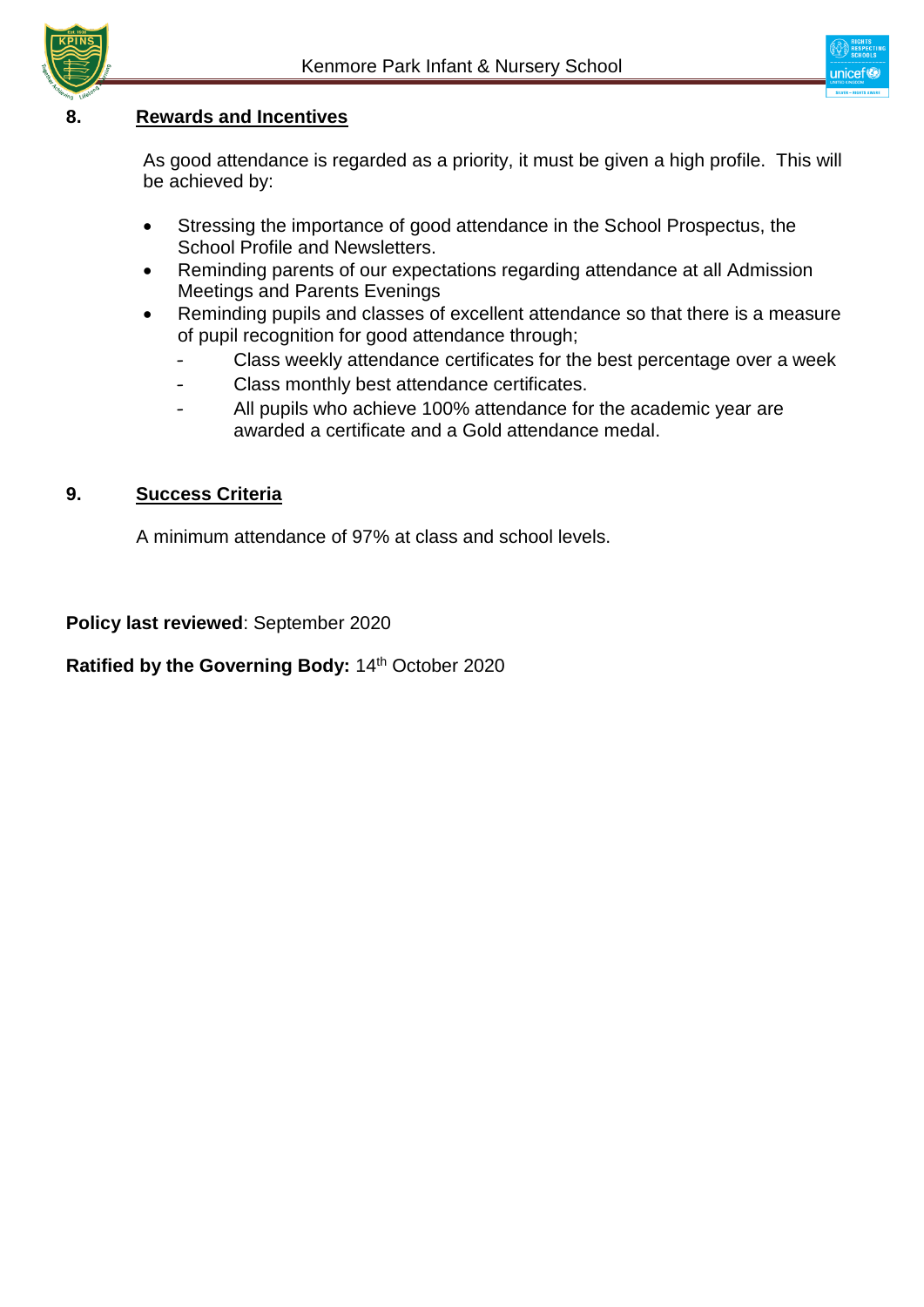## 8. Rewards and Incentives

As good attendance is regarded as a priority, it must be given a high profile. This will be achieved by:

- Stressing the importance of good attendance in the School Prospectus, the School Profile and Newsletters.
- Reminding parents of our expectations regarding attendance at all Admission Meetings and Parents Evenings
- Reminding pupils and classes of excellent attendance so that there is a measure of pupil recognition for good attendance through;
  - Class weekly attendance certificates for the best percentage over a week
  - Class monthly best attendance certificates.
  - All pupils who achieve 100% attendance for the academic year are awarded a certificate and a Gold attendance medal.

## 9. Success Criteria

A minimum attendance of 97% at class and school levels.

**Policy last reviewed**: September 2020

**Ratified by the Governing Body:** 14th October 2020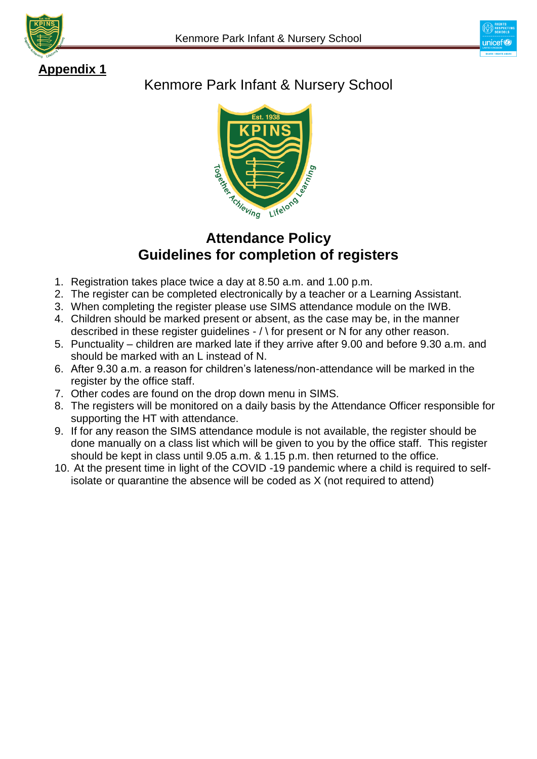**Appendix 1**

Kenmore Park Infant & Nursery School

## Attendance Policy
## Guidelines for completion of registers

1. Registration takes place twice a day at 8.50 a.m. and 1.00 p.m.
2. The register can be completed electronically by a teacher or a Learning Assistant.
3. When completing the register please use SIMS attendance module on the IWB.
4. Children should be marked present or absent, as the case may be, in the manner described in these register guidelines - / \ for present or N for any other reason.
5. Punctuality – children are marked late if they arrive after 9.00 and before 9.30 a.m. and should be marked with an L instead of N.
6. After 9.30 a.m. a reason for children's lateness/non-attendance will be marked in the register by the office staff.
7. Other codes are found on the drop down menu in SIMS.
8. The registers will be monitored on a daily basis by the Attendance Officer responsible for supporting the HT with attendance.
9. If for any reason the SIMS attendance module is not available, the register should be done manually on a class list which will be given to you by the office staff. This register should be kept in class until 9.05 a.m. & 1.15 p.m. then returned to the office.
10. At the present time in light of the COVID -19 pandemic where a child is required to self-isolate or quarantine the absence will be coded as X (not required to attend)